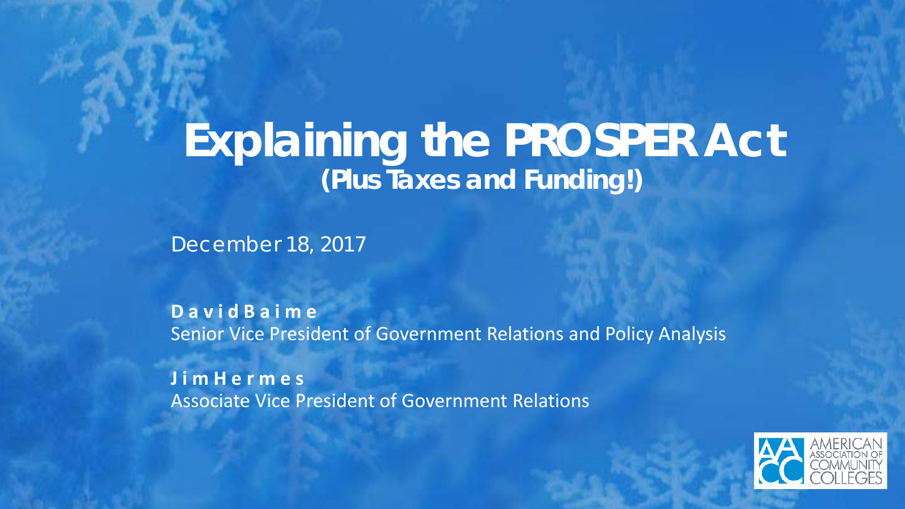# Explaining the PROSPER Act

## (Plus Taxes and Funding!)

December 18, 2017

**David Baime**
Senior Vice President of Government Relations and Policy Analysis

**Jim Hermes**
Associate Vice President of Government Relations

AMERICAN ASSOCIATION OF COMMUNITY COLLEGES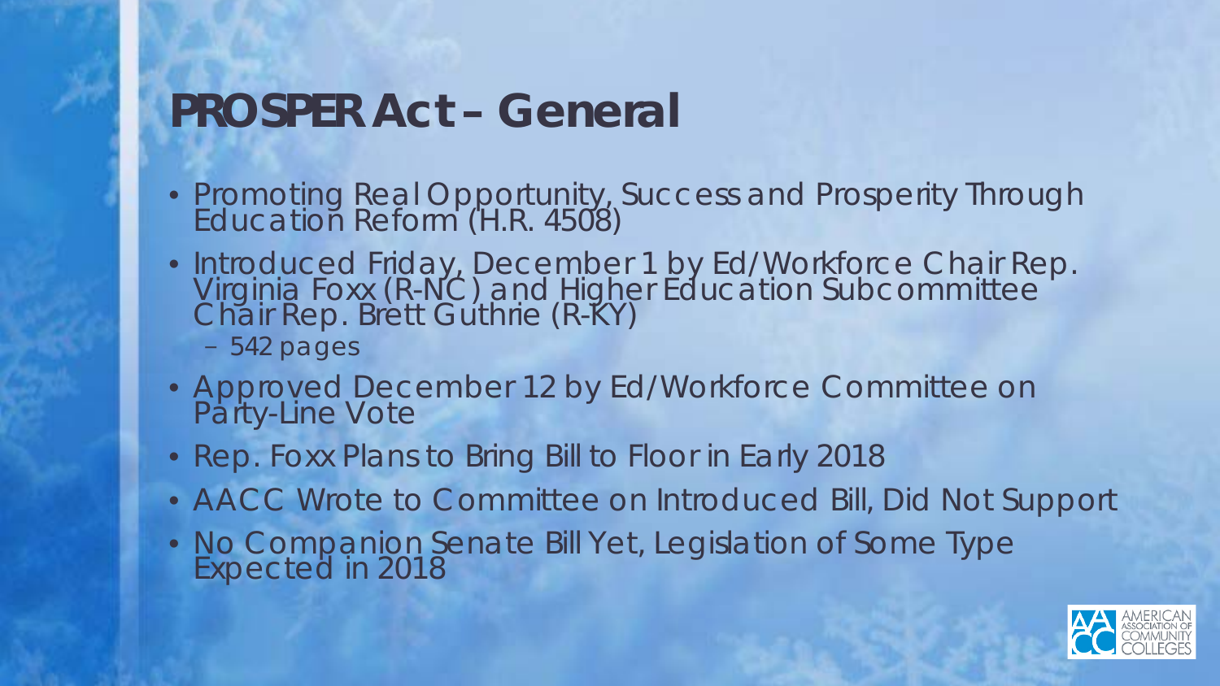# PROSPER Act – General

- Promoting Real Opportunity, Success and Prosperity Through Education Reform (H.R. 4508)
- Introduced Friday, December 1 by Ed/Workforce Chair Rep. Virginia Foxx (R-NC) and Higher Education Subcommittee Chair Rep. Brett Guthrie (R-KY)
  - 542 pages
- Approved December 12 by Ed/Workforce Committee on Party-Line Vote
- Rep. Foxx Plans to Bring Bill to Floor in Early 2018
- AACC Wrote to Committee on Introduced Bill, Did Not Support
- No Companion Senate Bill Yet, Legislation of Some Type Expected in 2018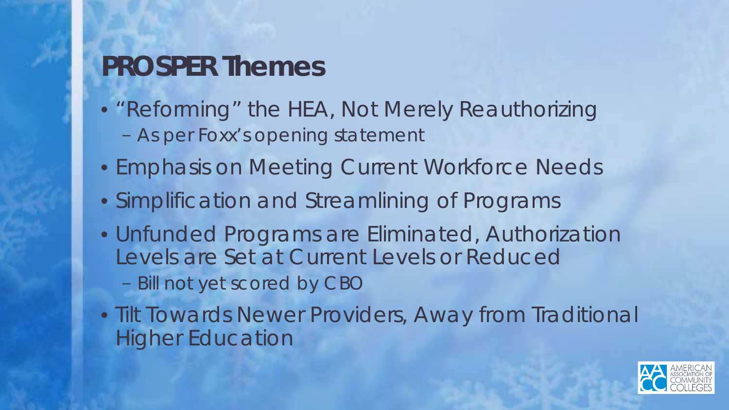# PROSPER Themes

- "Reforming" the HEA, Not Merely Reauthorizing
  - As per Foxx's opening statement
- Emphasis on Meeting Current Workforce Needs
- Simplification and Streamlining of Programs
- Unfunded Programs are Eliminated, Authorization Levels are Set at Current Levels or Reduced
  - Bill not yet scored by CBO
- Tilt Towards Newer Providers, Away from Traditional Higher Education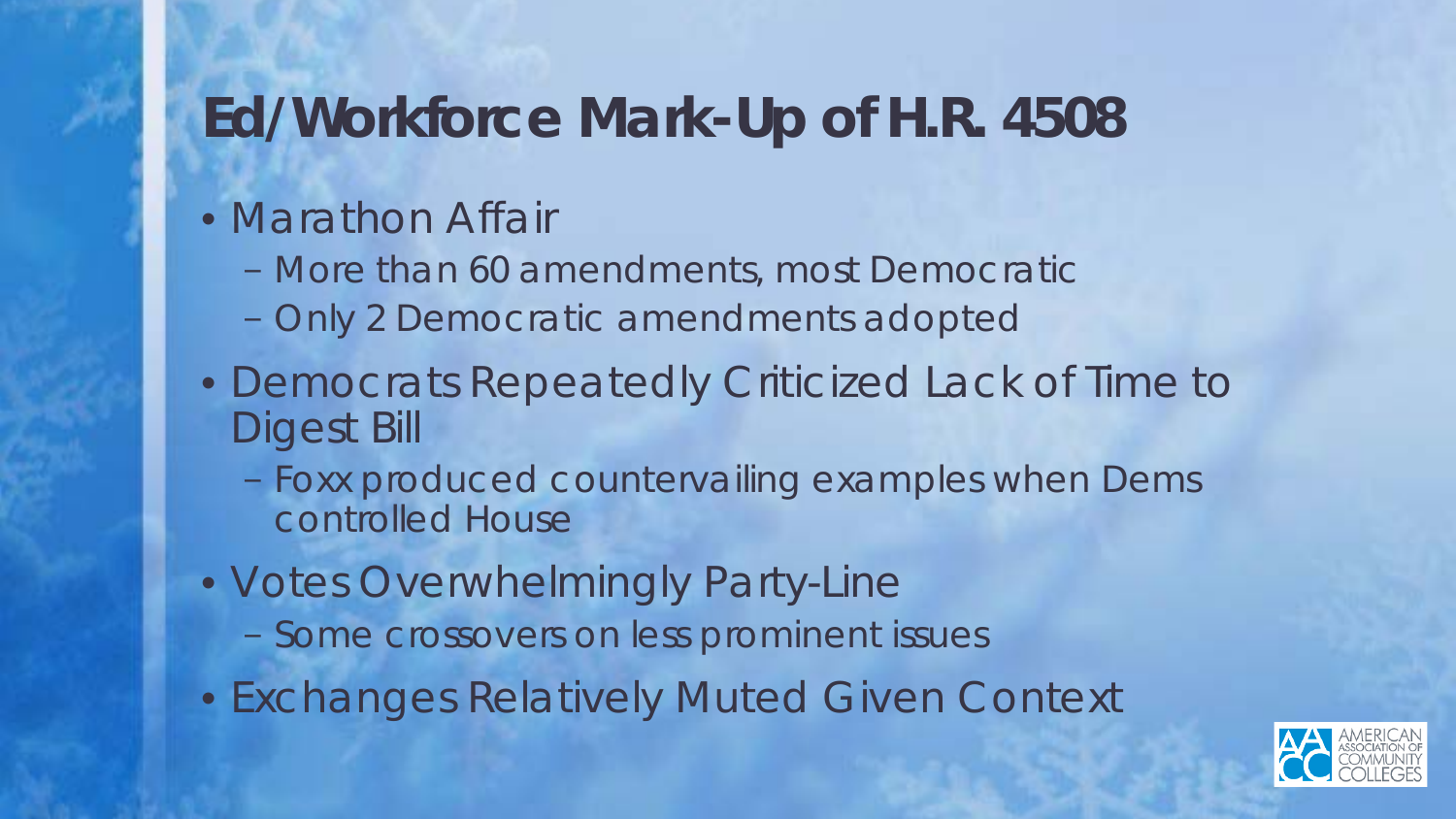# Ed/Workforce Mark-Up of H.R. 4508

- Marathon Affair
  - More than 60 amendments, most Democratic
  - Only 2 Democratic amendments adopted
- Democrats Repeatedly Criticized Lack of Time to Digest Bill
  - Foxx produced countervailing examples when Dems controlled House
- Votes Overwhelmingly Party-Line
  - Some crossovers on less prominent issues
- Exchanges Relatively Muted Given Context

AMERICAN ASSOCIATION OF COMMUNITY COLLEGES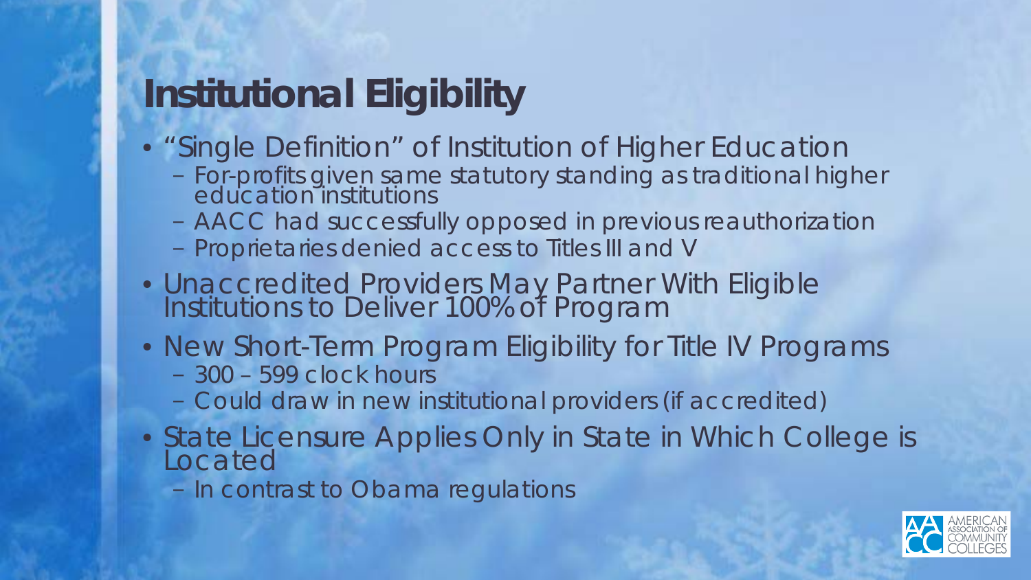# Institutional Eligibility

- "Single Definition" of Institution of Higher Education
  - For-profits given same statutory standing as traditional higher education institutions
  - AACC had successfully opposed in previous reauthorization
  - Proprietaries denied access to Titles III and V
- Unaccredited Providers May Partner With Eligible Institutions to Deliver 100% of Program
- New Short-Term Program Eligibility for Title IV Programs
  - 300 – 599 clock hours
  - Could draw in new institutional providers (if accredited)
- State Licensure Applies Only in State in Which College is Located
  - In contrast to Obama regulations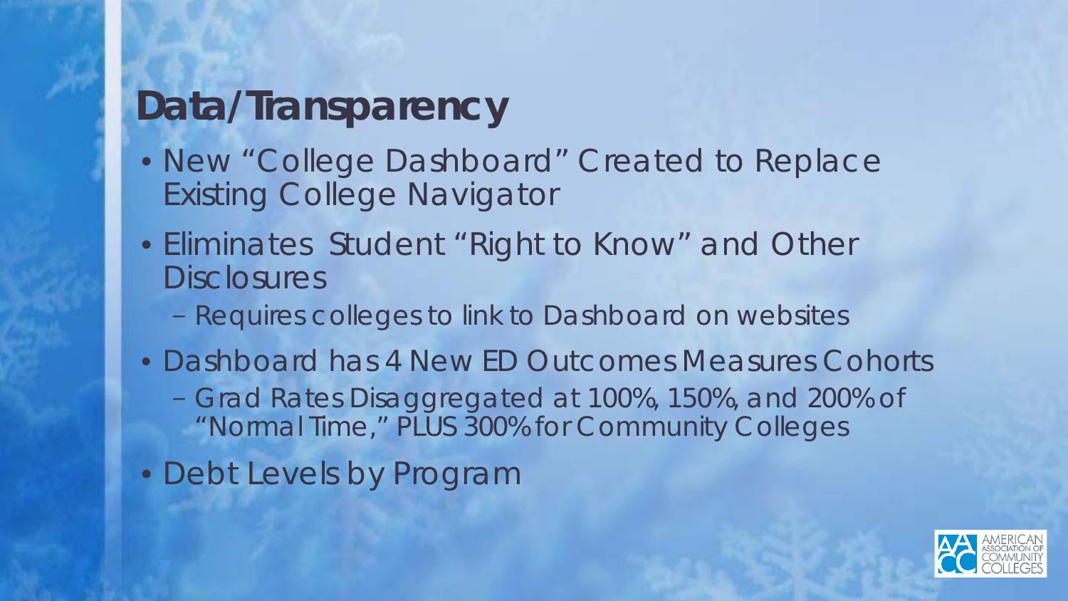# Data/Transparency

- New "College Dashboard" Created to Replace Existing College Navigator
- Eliminates Student "Right to Know" and Other Disclosures
  - Requires colleges to link to Dashboard on websites
- Dashboard has 4 New ED Outcomes Measures Cohorts
  - Grad Rates Disaggregated at 100%, 150%, and 200% of "Normal Time," PLUS 300% for Community Colleges
- Debt Levels by Program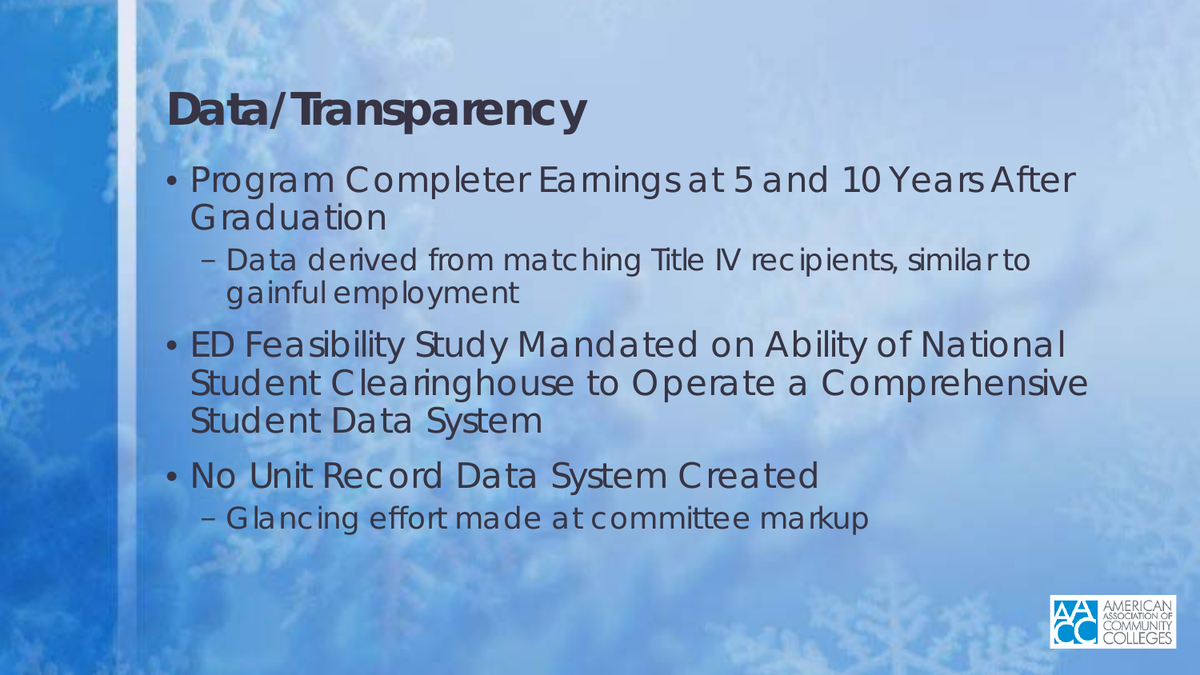# Data/Transparency

- Program Completer Earnings at 5 and 10 Years After Graduation
  - Data derived from matching Title IV recipients, similar to gainful employment
- ED Feasibility Study Mandated on Ability of National Student Clearinghouse to Operate a Comprehensive Student Data System
- No Unit Record Data System Created
  - Glancing effort made at committee markup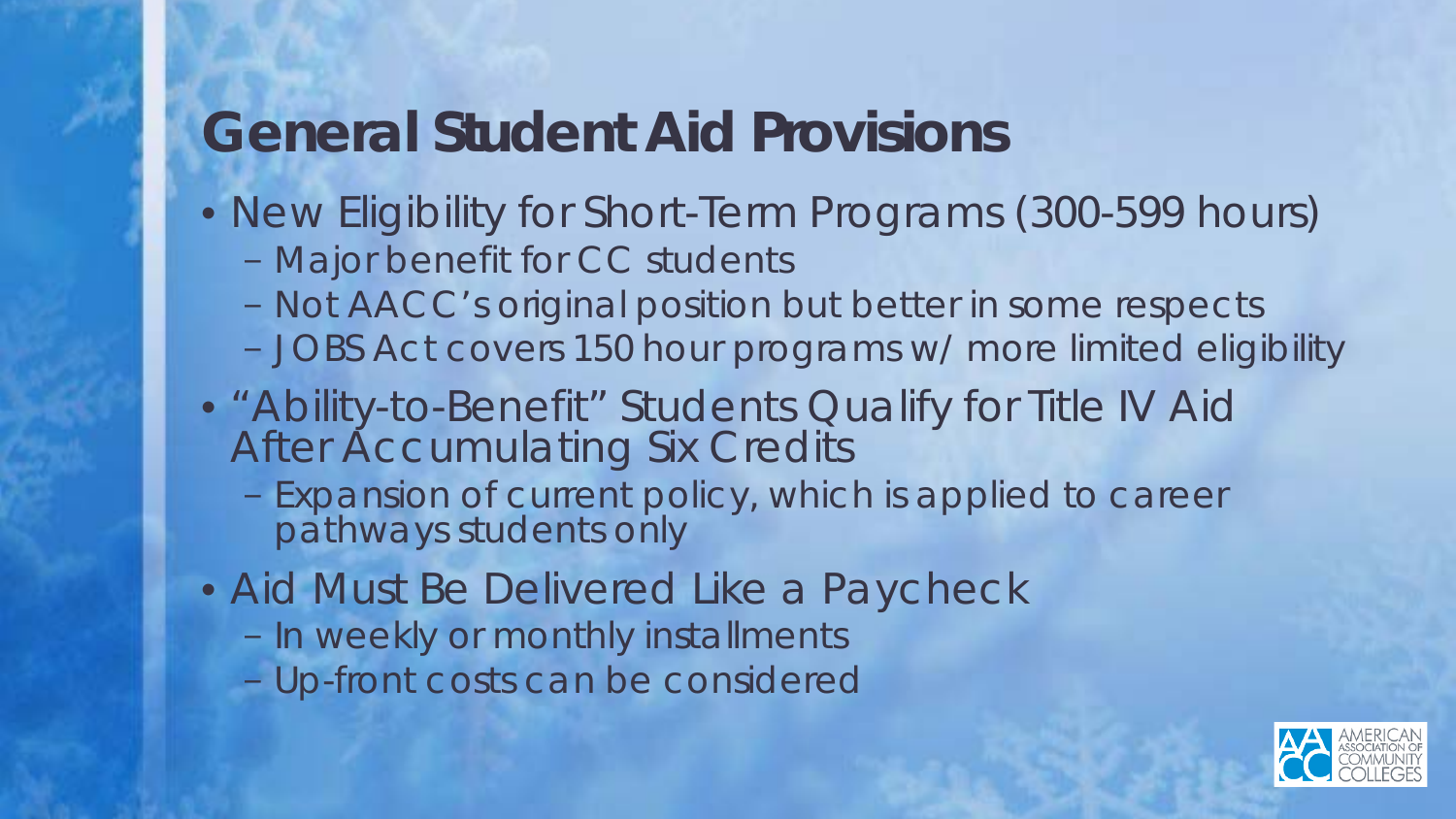# General Student Aid Provisions

- New Eligibility for Short-Term Programs (300-599 hours)
  - Major benefit for CC students
  - Not AACC's original position but better in some respects
  - JOBS Act covers 150 hour programs w/ more limited eligibility
- "Ability-to-Benefit" Students Qualify for Title IV Aid After Accumulating Six Credits
  - Expansion of current policy, which is applied to career pathways students only
- Aid Must Be Delivered Like a Paycheck
  - In weekly or monthly installments
  - Up-front costs can be considered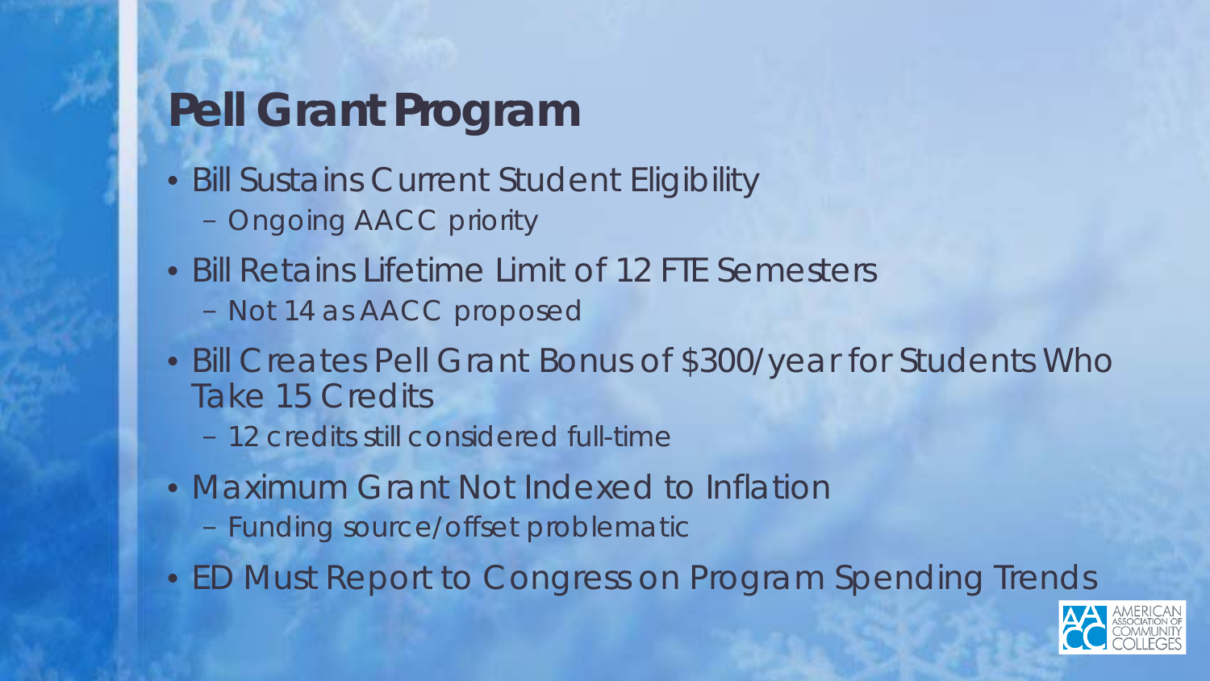# Pell Grant Program

- Bill Sustains Current Student Eligibility
  - Ongoing AACC priority
- Bill Retains Lifetime Limit of 12 FTE Semesters
  - Not 14 as AACC proposed
- Bill Creates Pell Grant Bonus of $300/year for Students Who Take 15 Credits
  - 12 credits still considered full-time
- Maximum Grant Not Indexed to Inflation
  - Funding source/offset problematic
- ED Must Report to Congress on Program Spending Trends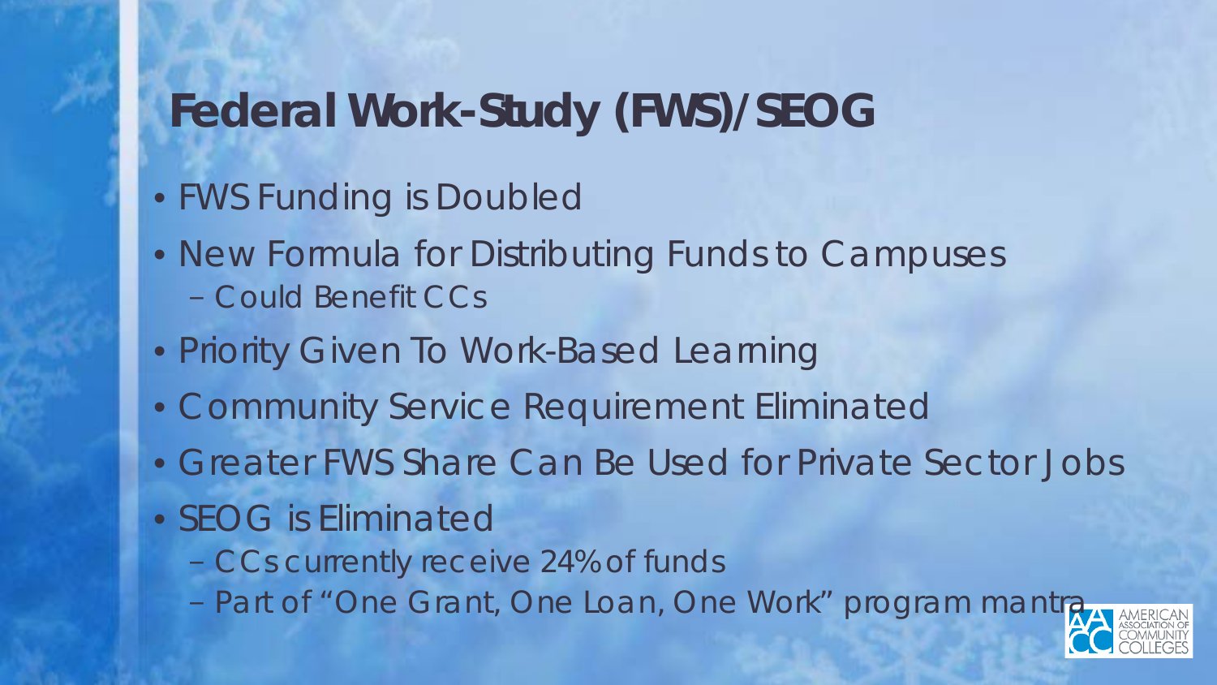# Federal Work-Study (FWS)/SEOG

- FWS Funding is Doubled
- New Formula for Distributing Funds to Campuses
  - Could Benefit CCs
- Priority Given To Work-Based Learning
- Community Service Requirement Eliminated
- Greater FWS Share Can Be Used for Private Sector Jobs
- SEOG is Eliminated
  - CCs currently receive 24% of funds
  - Part of "One Grant, One Loan, One Work" program mantra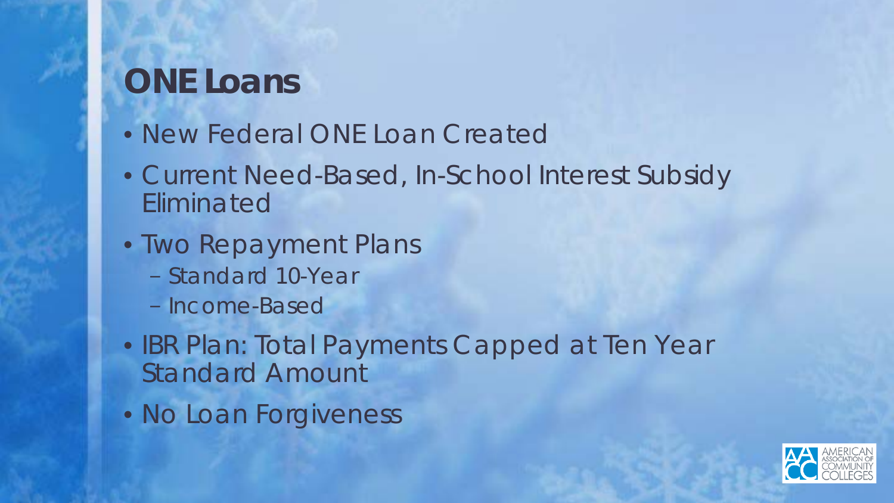# ONE Loans

- New Federal ONE Loan Created
- Current Need-Based, In-School Interest Subsidy Eliminated
- Two Repayment Plans
  - Standard 10-Year
  - Income-Based
- IBR Plan: Total Payments Capped at Ten Year Standard Amount
- No Loan Forgiveness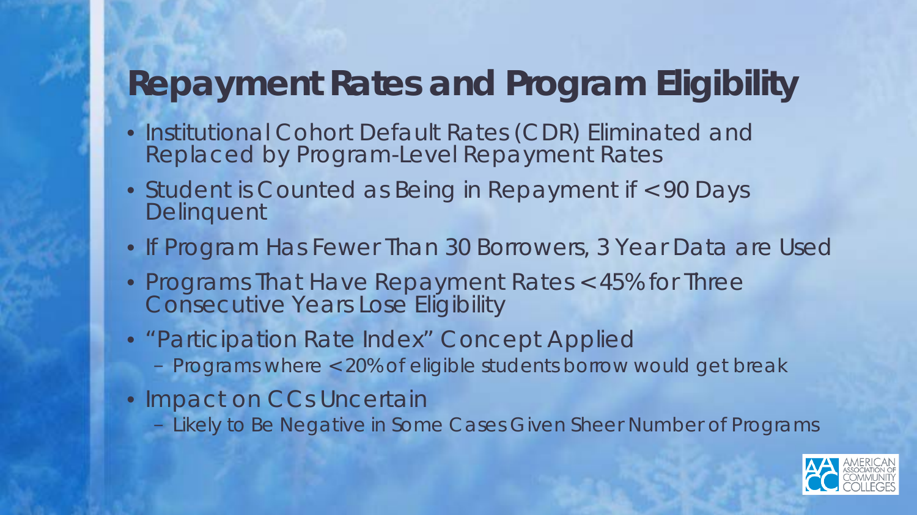# Repayment Rates and Program Eligibility

- Institutional Cohort Default Rates (CDR) Eliminated and Replaced by Program-Level Repayment Rates
- Student is Counted as Being in Repayment if < 90 Days Delinquent
- If Program Has Fewer Than 30 Borrowers, 3 Year Data are Used
- Programs That Have Repayment Rates < 45% for Three Consecutive Years Lose Eligibility
- "Participation Rate Index" Concept Applied
  - Programs where < 20% of eligible students borrow would get break
- Impact on CCs Uncertain
  - Likely to Be Negative in Some Cases Given Sheer Number of Programs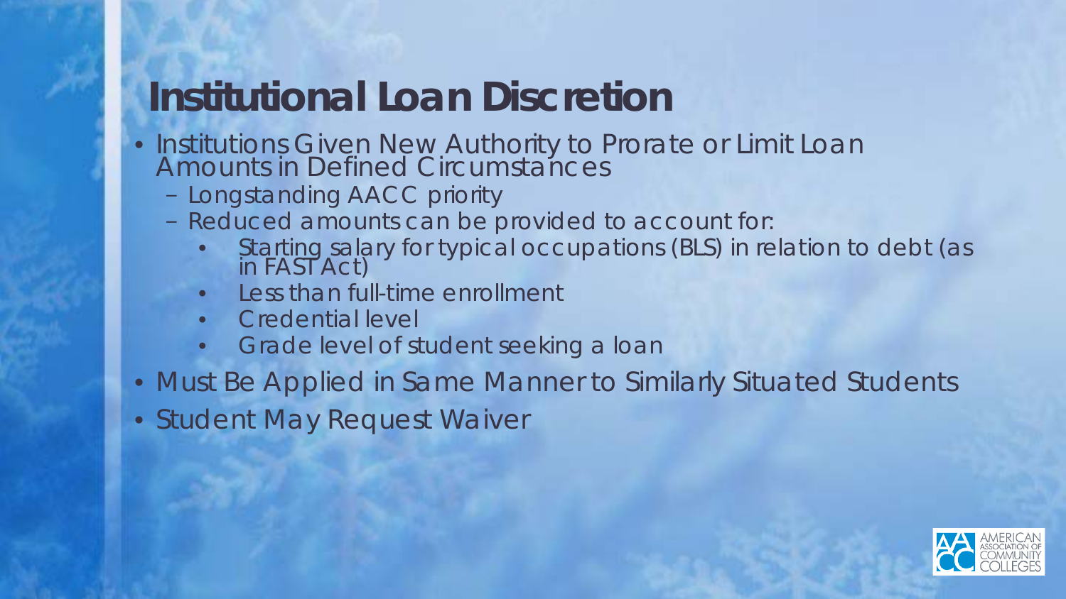# Institutional Loan Discretion

- Institutions Given New Authority to Prorate or Limit Loan Amounts in Defined Circumstances
  - Longstanding AACC priority
  - Reduced amounts can be provided to account for:
    - Starting salary for typical occupations (BLS) in relation to debt (as in FAST Act)
    - Less than full-time enrollment
    - Credential level
    - Grade level of student seeking a loan
- Must Be Applied in Same Manner to Similarly Situated Students
- Student May Request Waiver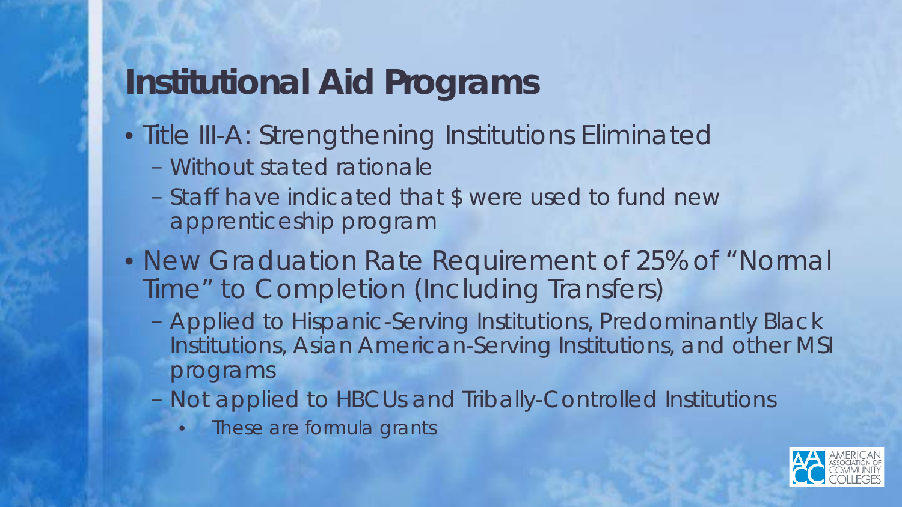# Institutional Aid Programs

- Title III-A: Strengthening Institutions Eliminated
  - Without stated rationale
  - Staff have indicated that $ were used to fund new apprenticeship program
- New Graduation Rate Requirement of 25% of "Normal Time" to Completion (Including Transfers)
  - Applied to Hispanic-Serving Institutions, Predominantly Black Institutions, Asian American-Serving Institutions, and other MSI programs
  - Not applied to HBCUs and Tribally-Controlled Institutions
    - These are formula grants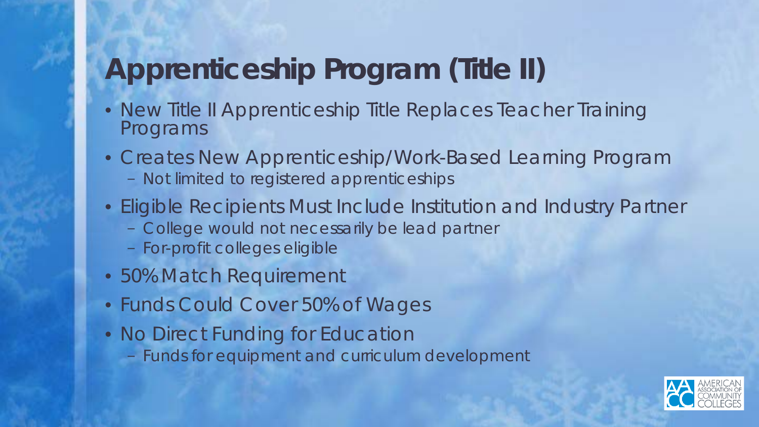# Apprenticeship Program (Title II)

- New Title II Apprenticeship Title Replaces Teacher Training Programs
- Creates New Apprenticeship/Work-Based Learning Program
  - Not limited to registered apprenticeships
- Eligible Recipients Must Include Institution and Industry Partner
  - College would not necessarily be lead partner
  - For-profit colleges eligible
- 50% Match Requirement
- Funds Could Cover 50% of Wages
- No Direct Funding for Education
  - Funds for equipment and curriculum development

AMERICAN ASSOCIATION OF COMMUNITY COLLEGES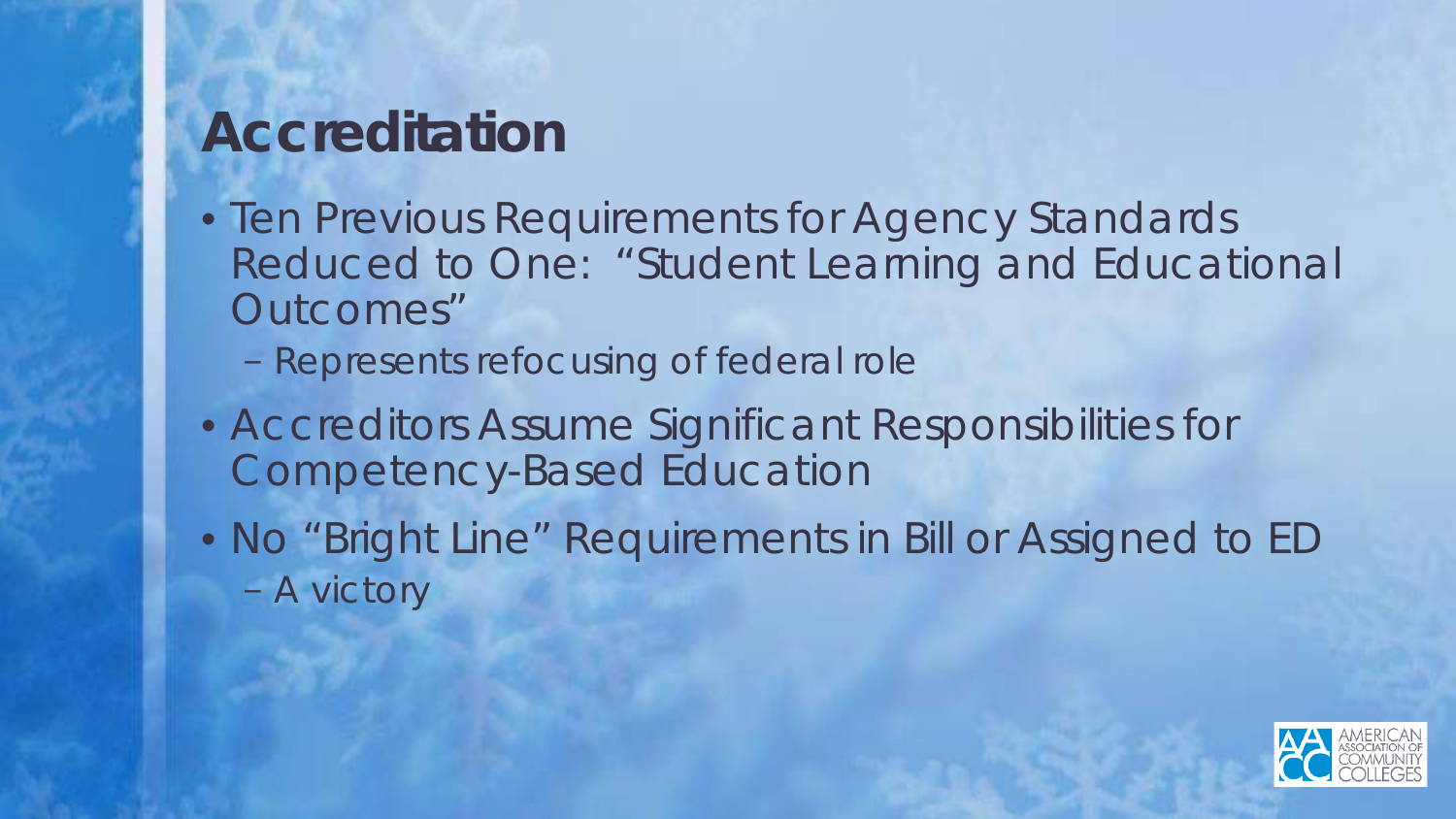# Accreditation

- Ten Previous Requirements for Agency Standards Reduced to One: "Student Learning and Educational Outcomes"
  - Represents refocusing of federal role
- Accreditors Assume Significant Responsibilities for Competency-Based Education
- No "Bright Line" Requirements in Bill or Assigned to ED
  - A victory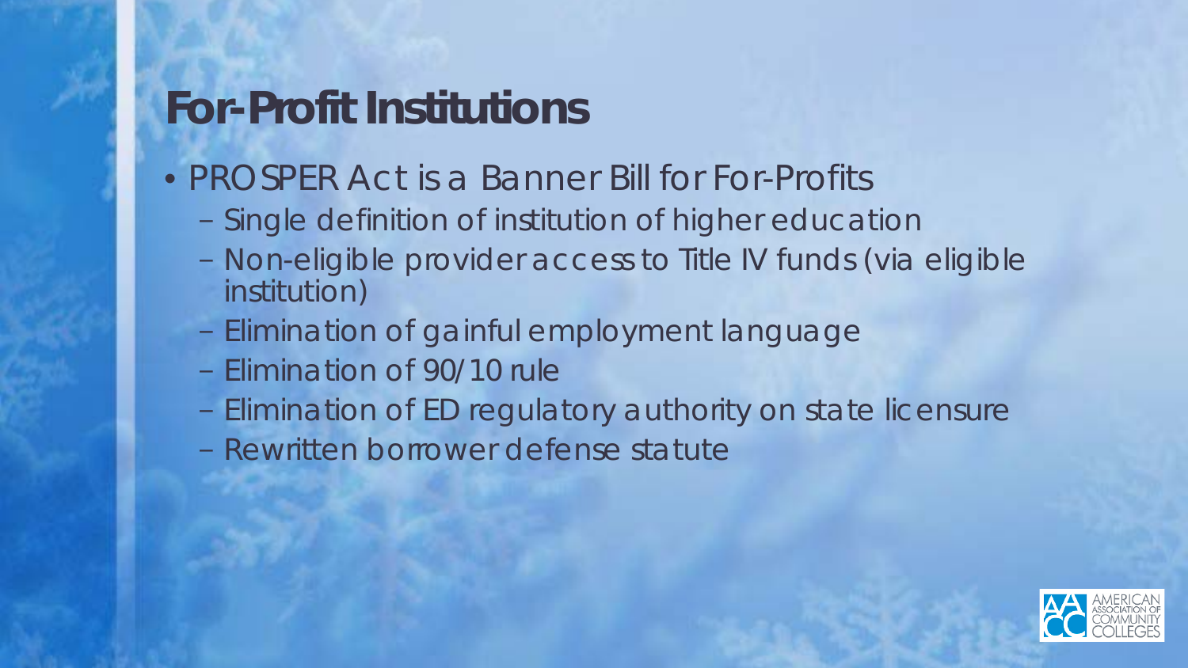# For-Profit Institutions

- PROSPER Act is a Banner Bill for For-Profits
  - Single definition of institution of higher education
  - Non-eligible provider access to Title IV funds (via eligible institution)
  - Elimination of gainful employment language
  - Elimination of 90/10 rule
  - Elimination of ED regulatory authority on state licensure
  - Rewritten borrower defense statute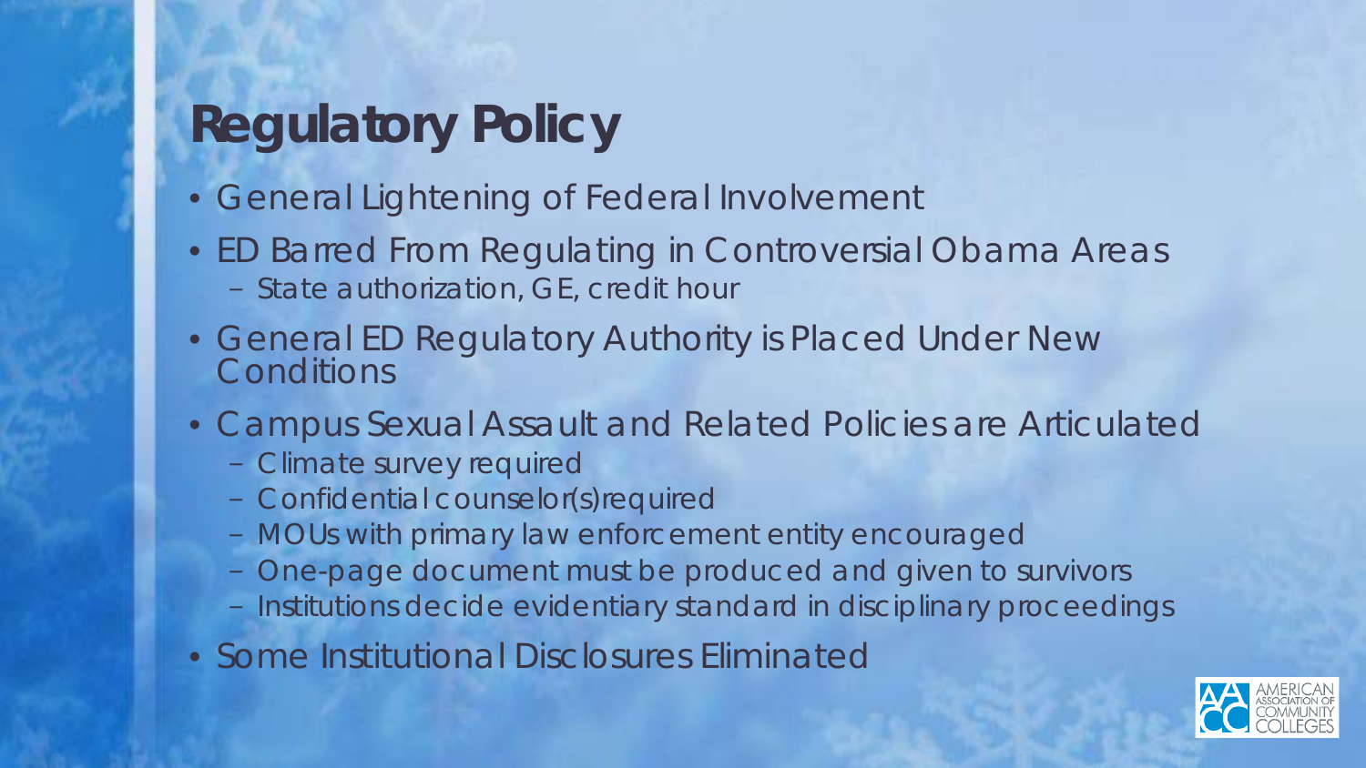# Regulatory Policy

- General Lightening of Federal Involvement
- ED Barred From Regulating in Controversial Obama Areas
  - State authorization, GE, credit hour
- General ED Regulatory Authority is Placed Under New Conditions
- Campus Sexual Assault and Related Policies are Articulated
  - Climate survey required
  - Confidential counselor(s)required
  - MOUs with primary law enforcement entity encouraged
  - One-page document must be produced and given to survivors
  - Institutions decide evidentiary standard in disciplinary proceedings
- Some Institutional Disclosures Eliminated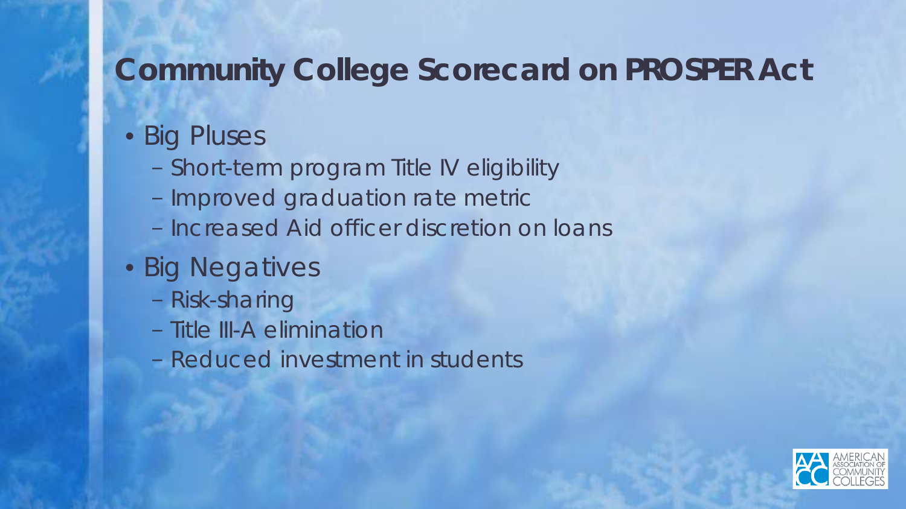# Community College Scorecard on PROSPER Act

- Big Pluses
  - Short-term program Title IV eligibility
  - Improved graduation rate metric
  - Increased Aid officer discretion on loans
- Big Negatives
  - Risk-sharing
  - Title III-A elimination
  - Reduced investment in students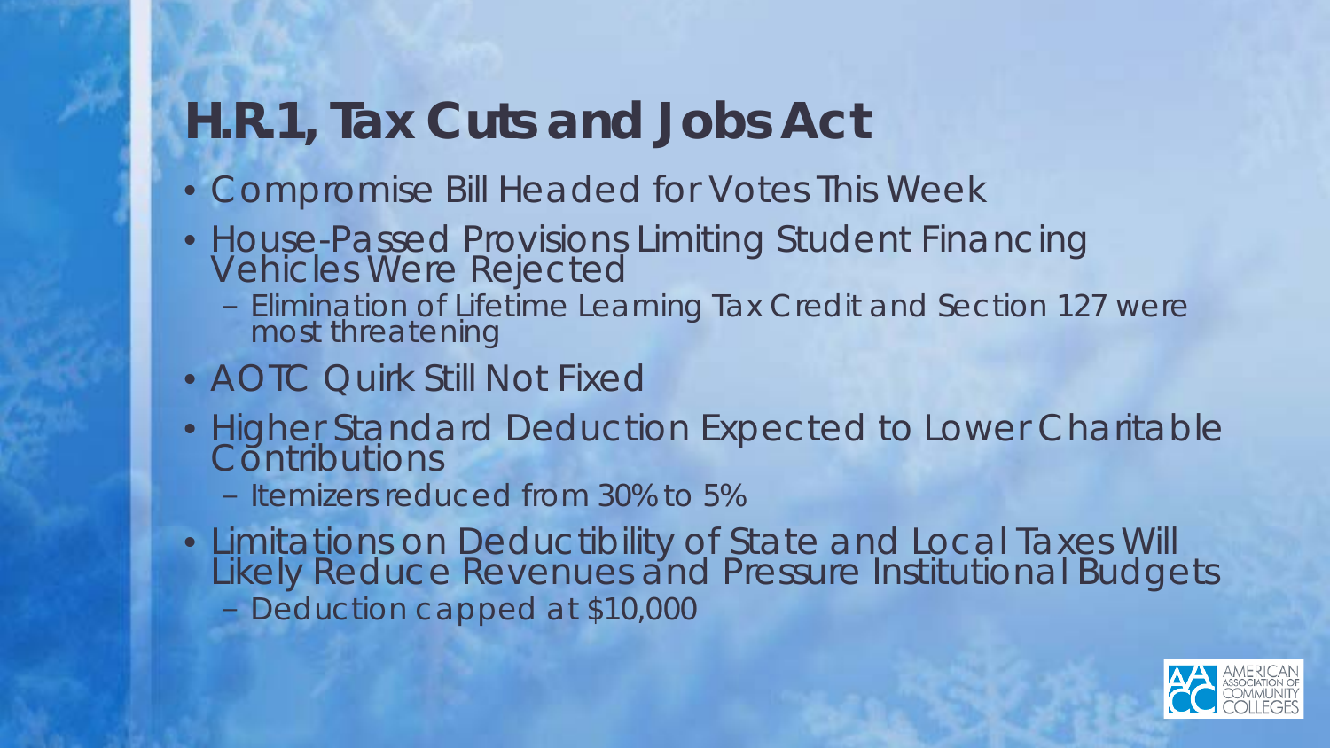# H.R.1, Tax Cuts and Jobs Act

- Compromise Bill Headed for Votes This Week
- House-Passed Provisions Limiting Student Financing Vehicles Were Rejected
  - Elimination of Lifetime Learning Tax Credit and Section 127 were most threatening
- AOTC Quirk Still Not Fixed
- Higher Standard Deduction Expected to Lower Charitable Contributions
  - Itemizers reduced from 30% to 5%
- Limitations on Deductibility of State and Local Taxes Will Likely Reduce Revenues and Pressure Institutional Budgets
  - Deduction capped at $10,000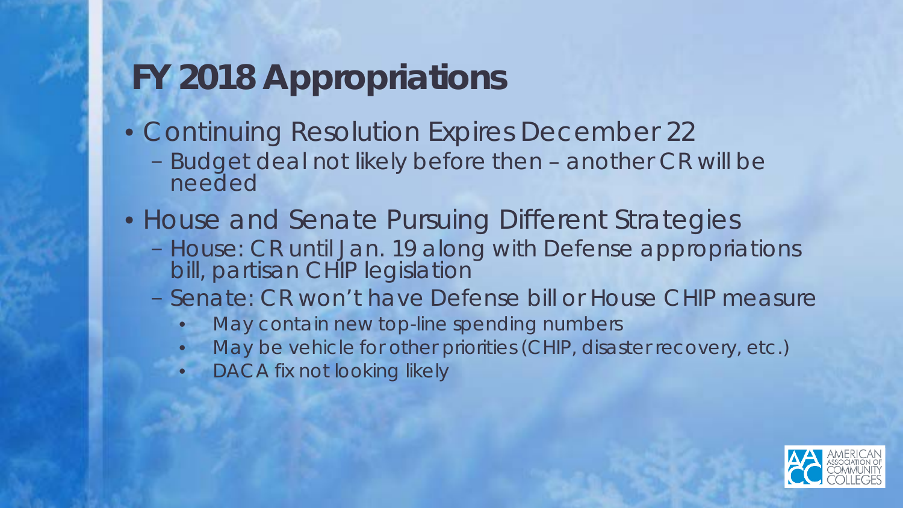# FY 2018 Appropriations

- Continuing Resolution Expires December 22
  - Budget deal not likely before then – another CR will be needed
- House and Senate Pursuing Different Strategies
  - House: CR until Jan. 19 along with Defense appropriations bill, partisan CHIP legislation
  - Senate: CR won't have Defense bill or House CHIP measure
    - May contain new top-line spending numbers
    - May be vehicle for other priorities (CHIP, disaster recovery, etc.)
    - DACA fix not looking likely

AMERICAN ASSOCIATION OF COMMUNITY COLLEGES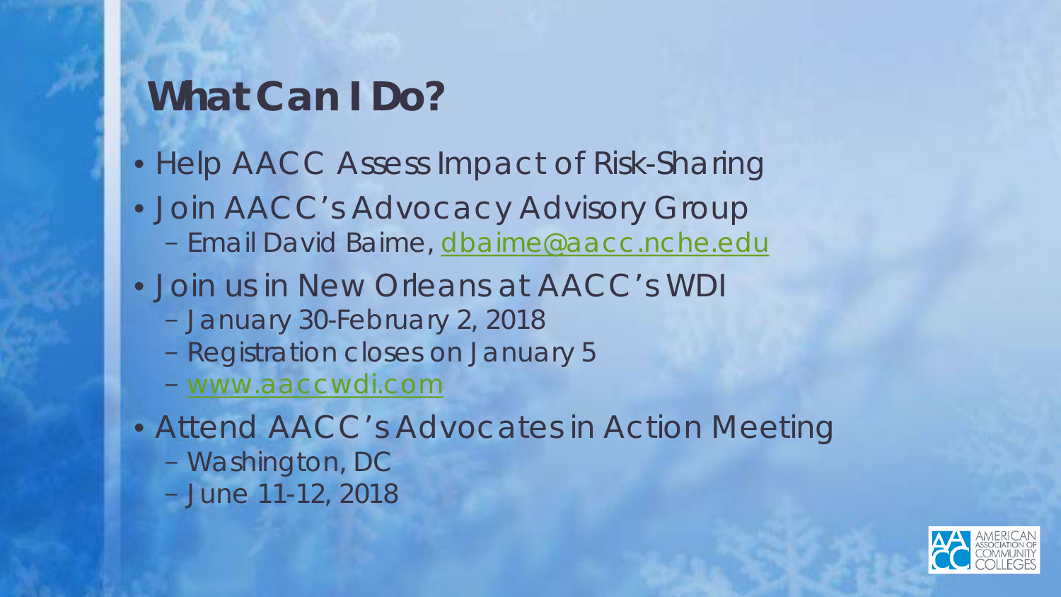# What Can I Do?

- Help AACC Assess Impact of Risk-Sharing
- Join AACC's Advocacy Advisory Group
  - Email David Baime, dbaime@aacc.nche.edu
- Join us in New Orleans at AACC's WDI
  - January 30-February 2, 2018
  - Registration closes on January 5
  - www.aaccwdi.com
- Attend AACC's Advocates in Action Meeting
  - Washington, DC
  - June 11-12, 2018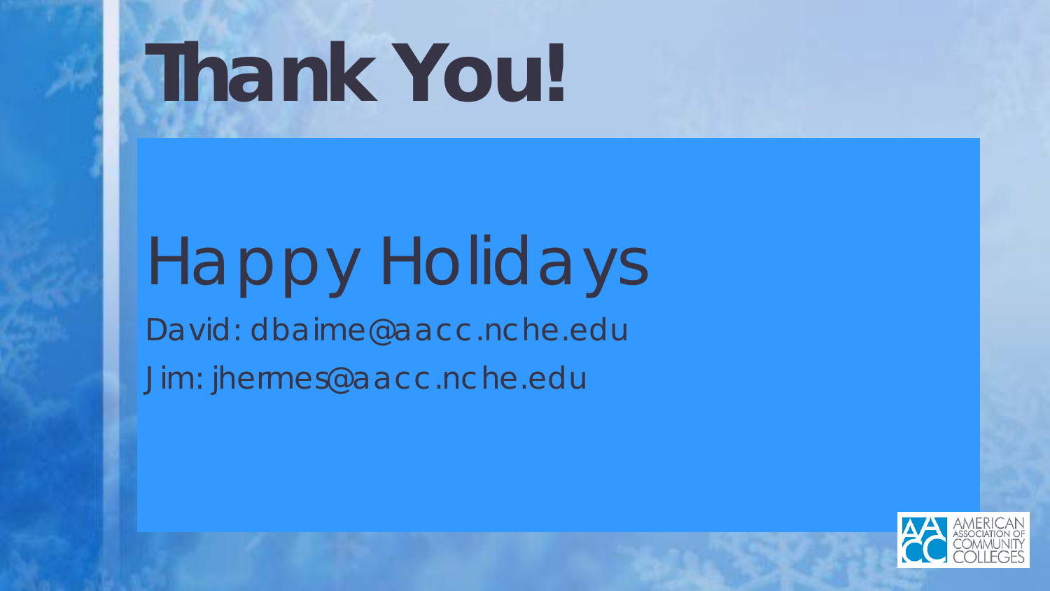# Thank You!

## Happy Holidays

David: dbaime@aacc.nche.edu

Jim: jhermes@aacc.nche.edu

AMERICAN ASSOCIATION OF COMMUNITY COLLEGES